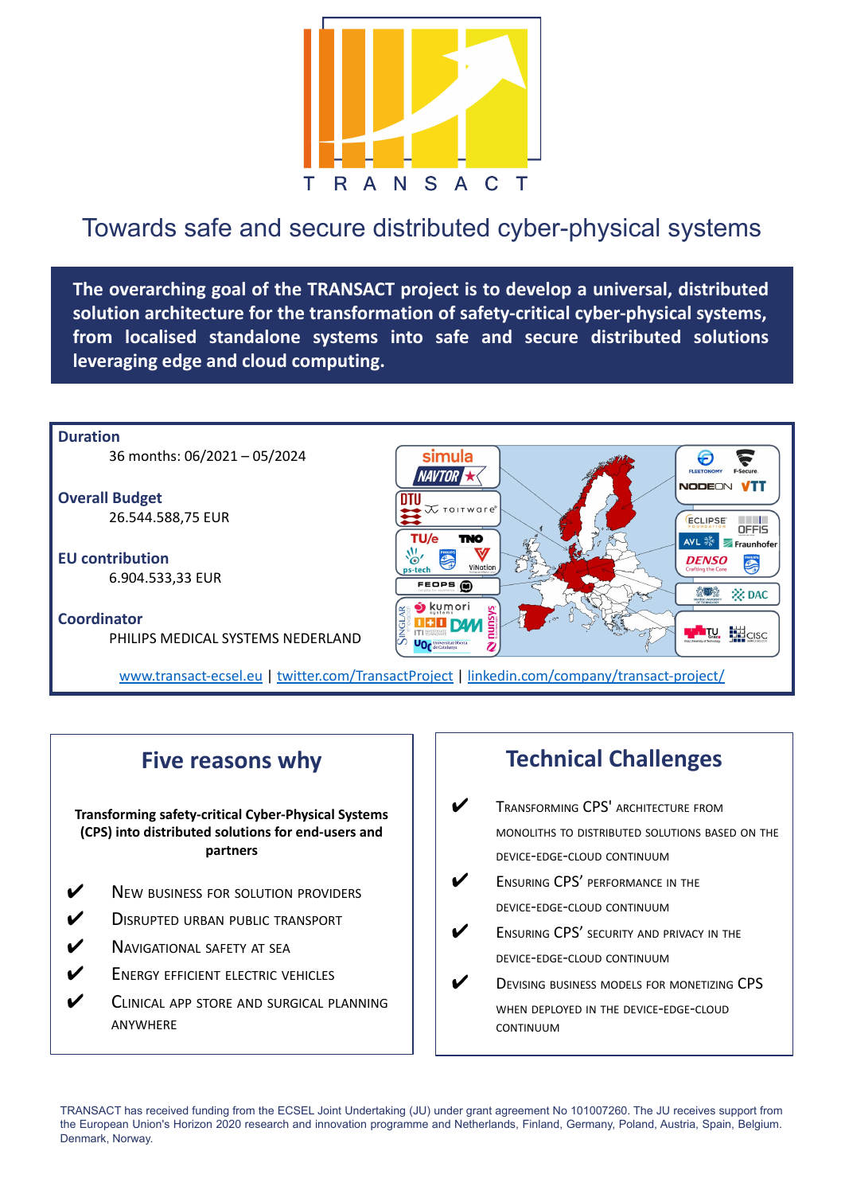# TRANSACT

## Towards safe and secure distributed cyber-physical systems

**The overarching goal of the TRANSACT project is to develop a universal, distributed solution architecture for the transformation of safety-critical cyber-physical systems, from localised standalone systems into safe and secure distributed solutions leveraging edge and cloud computing.**

**Duration**
36 months: 06/2021 – 05/2024

**Overall Budget**
26.544.588,75 EUR

**EU contribution**
6.904.533,33 EUR

**Coordinator**
PHILIPS MEDICAL SYSTEMS NEDERLAND

www.transact-ecsel.eu | twitter.com/TransactProject | linkedin.com/company/transact-project/

## Five reasons why

**Transforming safety-critical Cyber-Physical Systems (CPS) into distributed solutions for end-users and partners**

- ✔ New business for solution providers
- ✔ Disrupted urban public transport
- ✔ Navigational safety at sea
- ✔ Energy efficient electric vehicles
- ✔ Clinical app store and surgical planning anywhere

## Technical Challenges

- ✔ Transforming CPS' architecture from monoliths to distributed solutions based on the device-edge-cloud continuum
- ✔ Ensuring CPS' performance in the device-edge-cloud continuum
- ✔ Ensuring CPS' security and privacy in the device-edge-cloud continuum
- ✔ Devising business models for monetizing CPS when deployed in the device-edge-cloud continuum

TRANSACT has received funding from the ECSEL Joint Undertaking (JU) under grant agreement No 101007260. The JU receives support from the European Union's Horizon 2020 research and innovation programme and Netherlands, Finland, Germany, Poland, Austria, Spain, Belgium. Denmark, Norway.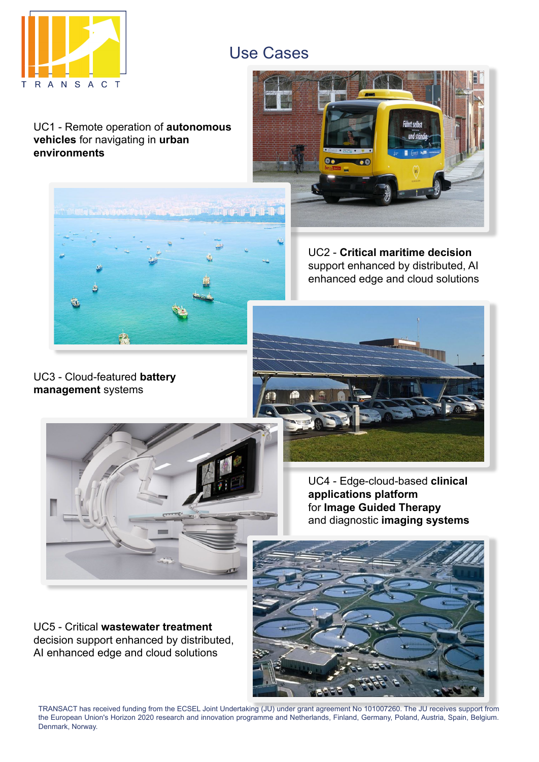TRANSACT

# Use Cases

UC1 - Remote operation of **autonomous vehicles** for navigating in **urban environments**

UC2 - **Critical maritime decision** support enhanced by distributed, AI enhanced edge and cloud solutions

UC3 - Cloud-featured **battery management** systems

UC4 - Edge-cloud-based **clinical applications platform** for **Image Guided Therapy** and diagnostic **imaging systems**

UC5 - Critical **wastewater treatment** decision support enhanced by distributed, AI enhanced edge and cloud solutions

TRANSACT has received funding from the ECSEL Joint Undertaking (JU) under grant agreement No 101007260. The JU receives support from the European Union's Horizon 2020 research and innovation programme and Netherlands, Finland, Germany, Poland, Austria, Spain, Belgium. Denmark, Norway.